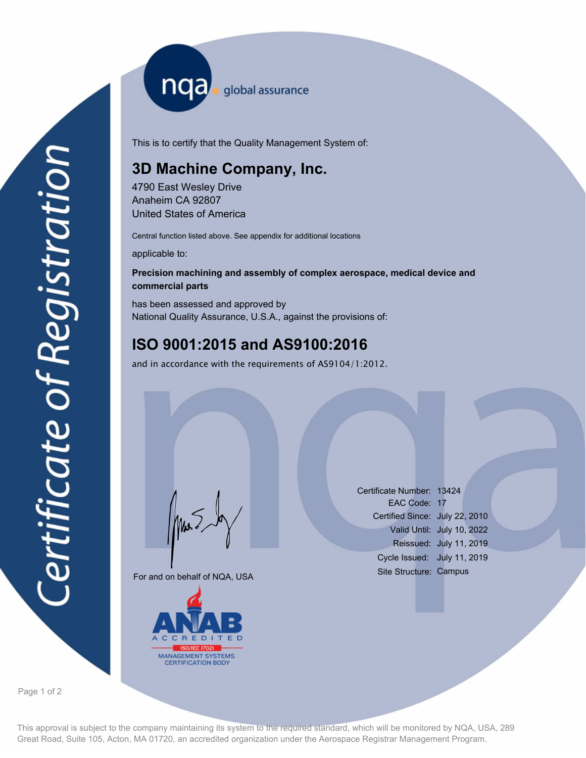nqa global assurance

# Certificate of Registration

This is to certify that the Quality Management System of:

## 3D Machine Company, Inc.

4790 East Wesley Drive
Anaheim CA 92807
United States of America

Central function listed above. See appendix for additional locations

applicable to:

**Precision machining and assembly of complex aerospace, medical device and commercial parts**

has been assessed and approved by
National Quality Assurance, U.S.A., against the provisions of:

## ISO 9001:2015 and AS9100:2016

and in accordance with the requirements of AS9104/1:2012.

For and on behalf of NQA, USA

ANAB ACCREDITED ISO/IEC 17021 MANAGEMENT SYSTEMS CERTIFICATION BODY

| | |
|---|---|
| Certificate Number: | 13424 |
| EAC Code: | 17 |
| Certified Since: | July 22, 2010 |
| Valid Until: | July 10, 2022 |
| Reissued: | July 11, 2019 |
| Cycle Issued: | July 11, 2019 |
| Site Structure: | Campus |

This approval is subject to the company maintaining its system to the required standard, which will be monitored by NQA, USA, 289 Great Road, Suite 105, Acton, MA 01720, an accredited organization under the Aerospace Registrar Management Program.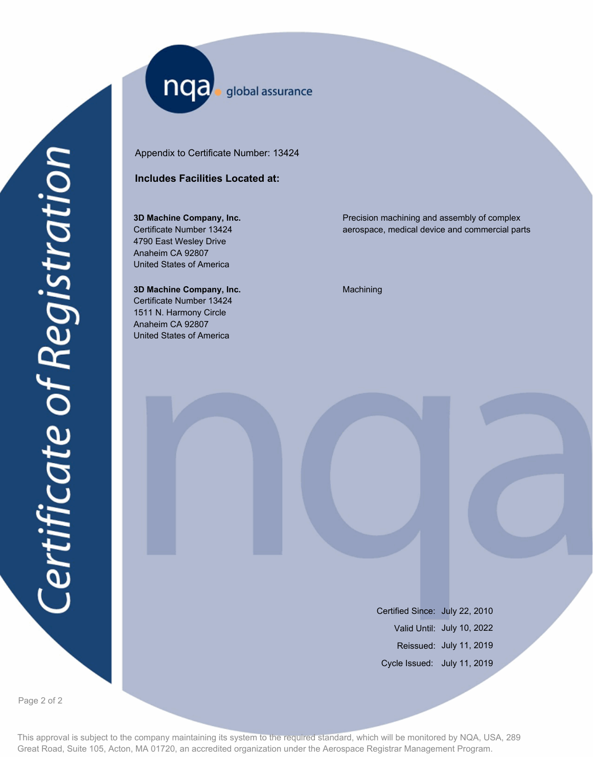Certificate of Registration

nqa global assurance

Appendix to Certificate Number: 13424

**Includes Facilities Located at:**

| | |
|---|---|
| **3D Machine Company, Inc.**<br>Certificate Number 13424<br>4790 East Wesley Drive<br>Anaheim CA 92807<br>United States of America | Precision machining and assembly of complex aerospace, medical device and commercial parts |
| **3D Machine Company, Inc.**<br>Certificate Number 13424<br>1511 N. Harmony Circle<br>Anaheim CA 92807<br>United States of America | Machining |

Certified Since: July 22, 2010
Valid Until: July 10, 2022
Reissued: July 11, 2019
Cycle Issued: July 11, 2019

This approval is subject to the company maintaining its system to the required standard, which will be monitored by NQA, USA, 289 Great Road, Suite 105, Acton, MA 01720, an accredited organization under the Aerospace Registrar Management Program.